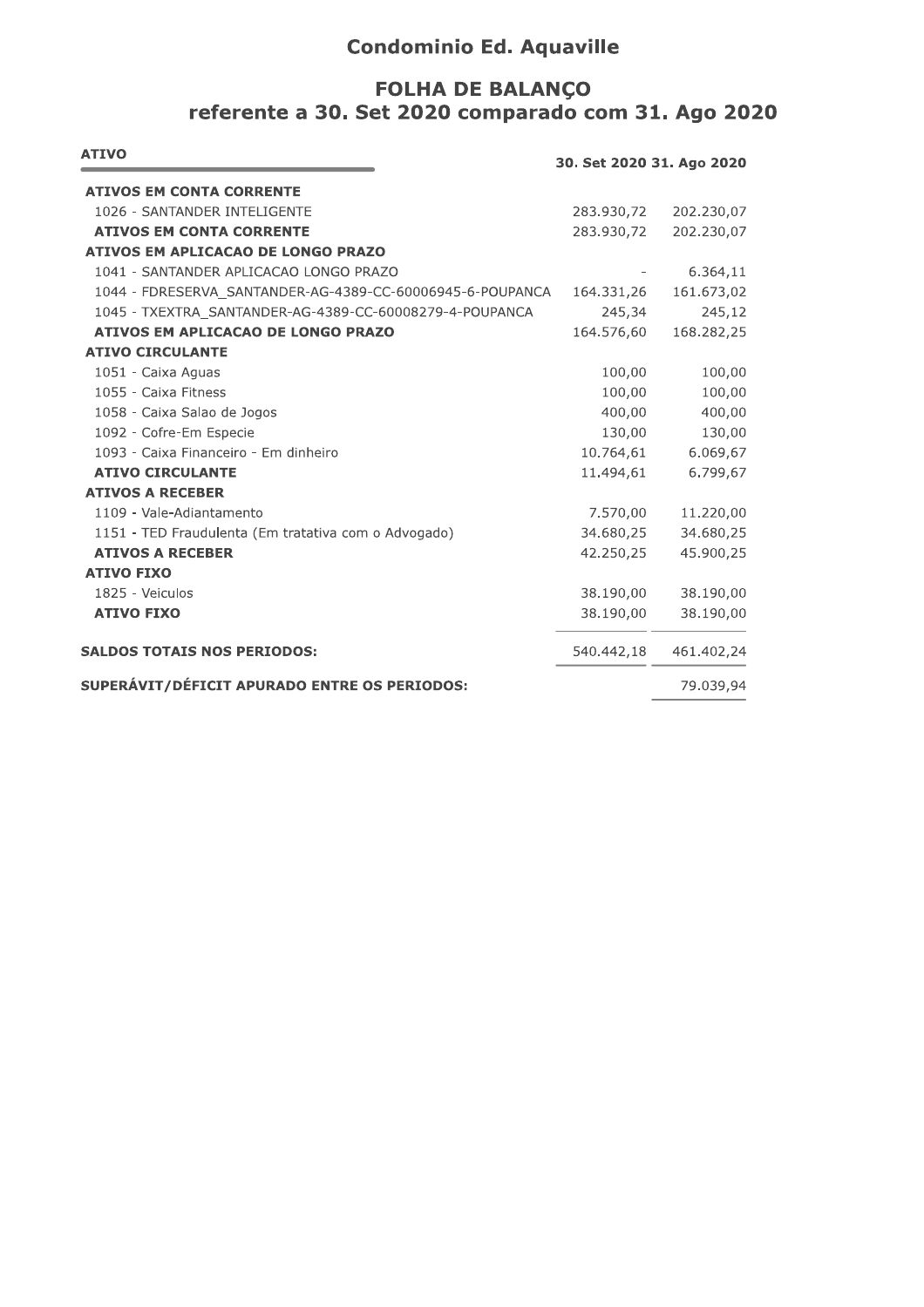# Condominio Ed. Aquaville

## FOLHA DE BALANÇO
## referente a 30. Set 2020 comparado com 31. Ago 2020

| ATIVO | 30. Set 2020 | 31. Ago 2020 |
|---|---|---|
| **ATIVOS EM CONTA CORRENTE** | | |
| 1026 - SANTANDER INTELIGENTE | 283.930,72 | 202.230,07 |
| **ATIVOS EM CONTA CORRENTE** | 283.930,72 | 202.230,07 |
| **ATIVOS EM APLICACAO DE LONGO PRAZO** | | |
| 1041 - SANTANDER APLICACAO LONGO PRAZO | - | 6.364,11 |
| 1044 - FDRESERVA_SANTANDER-AG-4389-CC-60006945-6-POUPANCA | 164.331,26 | 161.673,02 |
| 1045 - TXEXTRA_SANTANDER-AG-4389-CC-60008279-4-POUPANCA | 245,34 | 245,12 |
| **ATIVOS EM APLICACAO DE LONGO PRAZO** | 164.576,60 | 168.282,25 |
| **ATIVO CIRCULANTE** | | |
| 1051 - Caixa Aguas | 100,00 | 100,00 |
| 1055 - Caixa Fitness | 100,00 | 100,00 |
| 1058 - Caixa Salao de Jogos | 400,00 | 400,00 |
| 1092 - Cofre-Em Especie | 130,00 | 130,00 |
| 1093 - Caixa Financeiro - Em dinheiro | 10.764,61 | 6.069,67 |
| **ATIVO CIRCULANTE** | 11.494,61 | 6.799,67 |
| **ATIVOS A RECEBER** | | |
| 1109 - Vale-Adiantamento | 7.570,00 | 11.220,00 |
| 1151 - TED Fraudulenta (Em tratativa com o Advogado) | 34.680,25 | 34.680,25 |
| **ATIVOS A RECEBER** | 42.250,25 | 45.900,25 |
| **ATIVO FIXO** | | |
| 1825 - Veiculos | 38.190,00 | 38.190,00 |
| **ATIVO FIXO** | 38.190,00 | 38.190,00 |
| **SALDOS TOTAIS NOS PERIODOS:** | 540.442,18 | 461.402,24 |
| **SUPERÁVIT/DÉFICIT APURADO ENTRE OS PERIODOS:** | | 79.039,94 |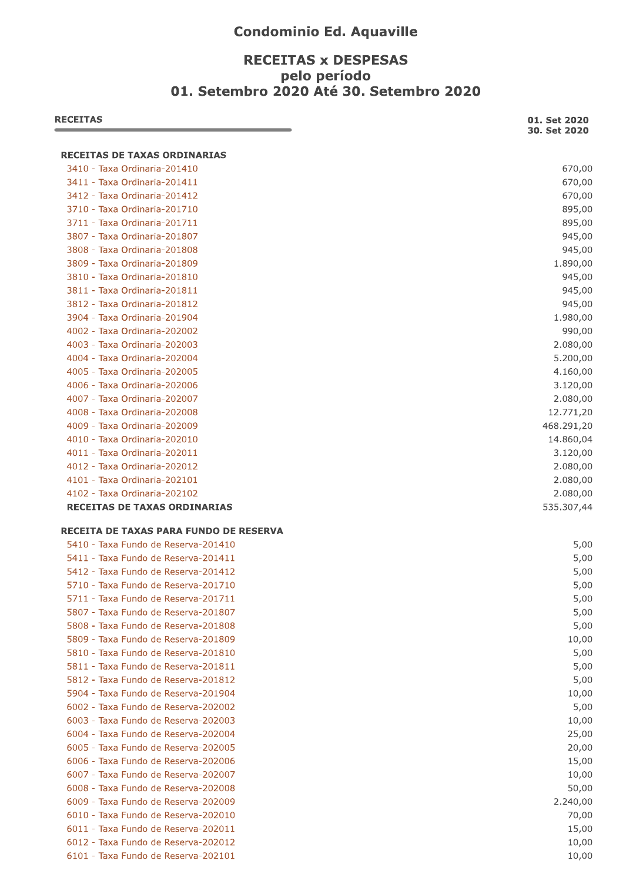# Condominio Ed. Aquaville

## RECEITAS x DESPESAS
## pelo período
## 01. Setembro 2020 Até 30. Setembro 2020

| RECEITAS | 01. Set 2020<br>30. Set 2020 |
|---|---|
| **RECEITAS DE TAXAS ORDINARIAS** | |
| 3410 - Taxa Ordinaria-201410 | 670,00 |
| 3411 - Taxa Ordinaria-201411 | 670,00 |
| 3412 - Taxa Ordinaria-201412 | 670,00 |
| 3710 - Taxa Ordinaria-201710 | 895,00 |
| 3711 - Taxa Ordinaria-201711 | 895,00 |
| 3807 - Taxa Ordinaria-201807 | 945,00 |
| 3808 - Taxa Ordinaria-201808 | 945,00 |
| 3809 - Taxa Ordinaria-201809 | 1.890,00 |
| 3810 - Taxa Ordinaria-201810 | 945,00 |
| 3811 - Taxa Ordinaria-201811 | 945,00 |
| 3812 - Taxa Ordinaria-201812 | 945,00 |
| 3904 - Taxa Ordinaria-201904 | 1.980,00 |
| 4002 - Taxa Ordinaria-202002 | 990,00 |
| 4003 - Taxa Ordinaria-202003 | 2.080,00 |
| 4004 - Taxa Ordinaria-202004 | 5.200,00 |
| 4005 - Taxa Ordinaria-202005 | 4.160,00 |
| 4006 - Taxa Ordinaria-202006 | 3.120,00 |
| 4007 - Taxa Ordinaria-202007 | 2.080,00 |
| 4008 - Taxa Ordinaria-202008 | 12.771,20 |
| 4009 - Taxa Ordinaria-202009 | 468.291,20 |
| 4010 - Taxa Ordinaria-202010 | 14.860,04 |
| 4011 - Taxa Ordinaria-202011 | 3.120,00 |
| 4012 - Taxa Ordinaria-202012 | 2.080,00 |
| 4101 - Taxa Ordinaria-202101 | 2.080,00 |
| 4102 - Taxa Ordinaria-202102 | 2.080,00 |
| **RECEITAS DE TAXAS ORDINARIAS** | 535.307,44 |
| **RECEITA DE TAXAS PARA FUNDO DE RESERVA** | |
| 5410 - Taxa Fundo de Reserva-201410 | 5,00 |
| 5411 - Taxa Fundo de Reserva-201411 | 5,00 |
| 5412 - Taxa Fundo de Reserva-201412 | 5,00 |
| 5710 - Taxa Fundo de Reserva-201710 | 5,00 |
| 5711 - Taxa Fundo de Reserva-201711 | 5,00 |
| 5807 - Taxa Fundo de Reserva-201807 | 5,00 |
| 5808 - Taxa Fundo de Reserva-201808 | 5,00 |
| 5809 - Taxa Fundo de Reserva-201809 | 10,00 |
| 5810 - Taxa Fundo de Reserva-201810 | 5,00 |
| 5811 - Taxa Fundo de Reserva-201811 | 5,00 |
| 5812 - Taxa Fundo de Reserva-201812 | 5,00 |
| 5904 - Taxa Fundo de Reserva-201904 | 10,00 |
| 6002 - Taxa Fundo de Reserva-202002 | 5,00 |
| 6003 - Taxa Fundo de Reserva-202003 | 10,00 |
| 6004 - Taxa Fundo de Reserva-202004 | 25,00 |
| 6005 - Taxa Fundo de Reserva-202005 | 20,00 |
| 6006 - Taxa Fundo de Reserva-202006 | 15,00 |
| 6007 - Taxa Fundo de Reserva-202007 | 10,00 |
| 6008 - Taxa Fundo de Reserva-202008 | 50,00 |
| 6009 - Taxa Fundo de Reserva-202009 | 2.240,00 |
| 6010 - Taxa Fundo de Reserva-202010 | 70,00 |
| 6011 - Taxa Fundo de Reserva-202011 | 15,00 |
| 6012 - Taxa Fundo de Reserva-202012 | 10,00 |
| 6101 - Taxa Fundo de Reserva-202101 | 10,00 |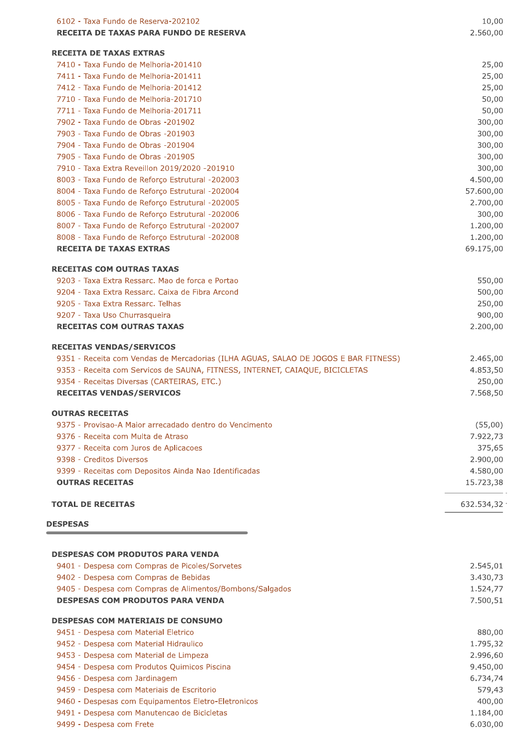| Descrição | Valor |
|---|---|
| 6102 - Taxa Fundo de Reserva-202102 | 10,00 |
| **RECEITA DE TAXAS PARA FUNDO DE RESERVA** | **2.560,00** |
| | |
| **RECEITA DE TAXAS EXTRAS** | |
| 7410 - Taxa Fundo de Melhoria-201410 | 25,00 |
| 7411 - Taxa Fundo de Melhoria-201411 | 25,00 |
| 7412 - Taxa Fundo de Melhoria-201412 | 25,00 |
| 7710 - Taxa Fundo de Melhoria-201710 | 50,00 |
| 7711 - Taxa Fundo de Melhoria-201711 | 50,00 |
| 7902 - Taxa Fundo de Obras -201902 | 300,00 |
| 7903 - Taxa Fundo de Obras -201903 | 300,00 |
| 7904 - Taxa Fundo de Obras -201904 | 300,00 |
| 7905 - Taxa Fundo de Obras -201905 | 300,00 |
| 7910 - Taxa Extra Reveillon 2019/2020 -201910 | 300,00 |
| 8003 - Taxa Fundo de Reforço Estrutural -202003 | 4.500,00 |
| 8004 - Taxa Fundo de Reforço Estrutural -202004 | 57.600,00 |
| 8005 - Taxa Fundo de Reforço Estrutural -202005 | 2.700,00 |
| 8006 - Taxa Fundo de Reforço Estrutural -202006 | 300,00 |
| 8007 - Taxa Fundo de Reforço Estrutural -202007 | 1.200,00 |
| 8008 - Taxa Fundo de Reforço Estrutural -202008 | 1.200,00 |
| **RECEITA DE TAXAS EXTRAS** | **69.175,00** |
| | |
| **RECEITAS COM OUTRAS TAXAS** | |
| 9203 - Taxa Extra Ressarc. Mao de forca e Portao | 550,00 |
| 9204 - Taxa Extra Ressarc. Caixa de Fibra Arcond | 500,00 |
| 9205 - Taxa Extra Ressarc. Telhas | 250,00 |
| 9207 - Taxa Uso Churrasqueira | 900,00 |
| **RECEITAS COM OUTRAS TAXAS** | **2.200,00** |
| | |
| **RECEITAS VENDAS/SERVICOS** | |
| 9351 - Receita com Vendas de Mercadorias (ILHA AGUAS, SALAO DE JOGOS E BAR FITNESS) | 2.465,00 |
| 9353 - Receita com Servicos de SAUNA, FITNESS, INTERNET, CAIAQUE, BICICLETAS | 4.853,50 |
| 9354 - Receitas Diversas (CARTEIRAS, ETC.) | 250,00 |
| **RECEITAS VENDAS/SERVICOS** | **7.568,50** |
| | |
| **OUTRAS RECEITAS** | |
| 9375 - Provisao-A Maior arrecadado dentro do Vencimento | (55,00) |
| 9376 - Receita com Multa de Atraso | 7.922,73 |
| 9377 - Receita com Juros de Aplicacoes | 375,65 |
| 9398 - Creditos Diversos | 2.900,00 |
| 9399 - Receitas com Depositos Ainda Nao Identificadas | 4.580,00 |
| **OUTRAS RECEITAS** | **15.723,38** |
| | |
| **TOTAL DE RECEITAS** | **632.534,32** |

## DESPESAS

| Descrição | Valor |
|---|---|
| **DESPESAS COM PRODUTOS PARA VENDA** | |
| 9401 - Despesa com Compras de Picoles/Sorvetes | 2.545,01 |
| 9402 - Despesa com Compras de Bebidas | 3.430,73 |
| 9405 - Despesa com Compras de Alimentos/Bombons/Salgados | 1.524,77 |
| **DESPESAS COM PRODUTOS PARA VENDA** | **7.500,51** |
| | |
| **DESPESAS COM MATERIAIS DE CONSUMO** | |
| 9451 - Despesa com Material Eletrico | 880,00 |
| 9452 - Despesa com Material Hidraulico | 1.795,32 |
| 9453 - Despesa com Material de Limpeza | 2.996,60 |
| 9454 - Despesa com Produtos Quimicos Piscina | 9.450,00 |
| 9456 - Despesa com Jardinagem | 6.734,74 |
| 9459 - Despesa com Materiais de Escritorio | 579,43 |
| 9460 - Despesas com Equipamentos Eletro-Eletronicos | 400,00 |
| 9491 - Despesa com Manutencao de Bicicletas | 1.184,00 |
| 9499 - Despesa com Frete | 6.030,00 |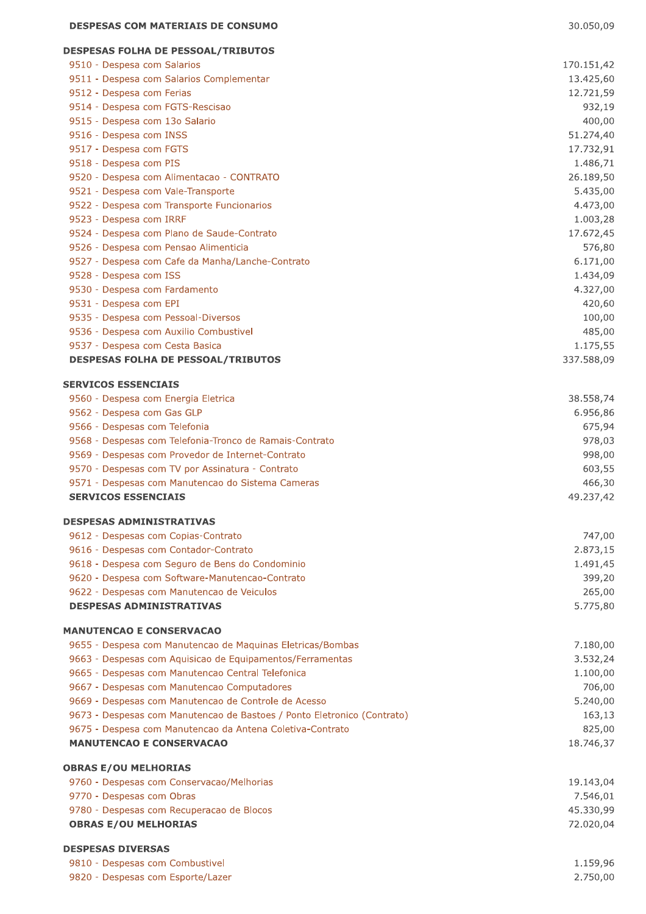| | |
|---|---|
| **DESPESAS COM MATERIAIS DE CONSUMO** | 30.050,09 |
| **DESPESAS FOLHA DE PESSOAL/TRIBUTOS** | |
| 9510 - Despesa com Salarios | 170.151,42 |
| 9511 - Despesa com Salarios Complementar | 13.425,60 |
| 9512 - Despesa com Ferias | 12.721,59 |
| 9514 - Despesa com FGTS-Rescisao | 932,19 |
| 9515 - Despesa com 13o Salario | 400,00 |
| 9516 - Despesa com INSS | 51.274,40 |
| 9517 - Despesa com FGTS | 17.732,91 |
| 9518 - Despesa com PIS | 1.486,71 |
| 9520 - Despesa com Alimentacao - CONTRATO | 26.189,50 |
| 9521 - Despesa com Vale-Transporte | 5.435,00 |
| 9522 - Despesa com Transporte Funcionarios | 4.473,00 |
| 9523 - Despesa com IRRF | 1.003,28 |
| 9524 - Despesa com Plano de Saude-Contrato | 17.672,45 |
| 9526 - Despesa com Pensao Alimenticia | 576,80 |
| 9527 - Despesa com Cafe da Manha/Lanche-Contrato | 6.171,00 |
| 9528 - Despesa com ISS | 1.434,09 |
| 9530 - Despesa com Fardamento | 4.327,00 |
| 9531 - Despesa com EPI | 420,60 |
| 9535 - Despesa com Pessoal-Diversos | 100,00 |
| 9536 - Despesa com Auxilio Combustivel | 485,00 |
| 9537 - Despesa com Cesta Basica | 1.175,55 |
| **DESPESAS FOLHA DE PESSOAL/TRIBUTOS** | 337.588,09 |
| **SERVICOS ESSENCIAIS** | |
| 9560 - Despesa com Energia Eletrica | 38.558,74 |
| 9562 - Despesa com Gas GLP | 6.956,86 |
| 9566 - Despesas com Telefonia | 675,94 |
| 9568 - Despesas com Telefonia-Tronco de Ramais-Contrato | 978,03 |
| 9569 - Despesas com Provedor de Internet-Contrato | 998,00 |
| 9570 - Despesas com TV por Assinatura - Contrato | 603,55 |
| 9571 - Despesas com Manutencao do Sistema Cameras | 466,30 |
| **SERVICOS ESSENCIAIS** | 49.237,42 |
| **DESPESAS ADMINISTRATIVAS** | |
| 9612 - Despesas com Copias-Contrato | 747,00 |
| 9616 - Despesas com Contador-Contrato | 2.873,15 |
| 9618 - Despesa com Seguro de Bens do Condominio | 1.491,45 |
| 9620 - Despesa com Software-Manutencao-Contrato | 399,20 |
| 9622 - Despesas com Manutencao de Veiculos | 265,00 |
| **DESPESAS ADMINISTRATIVAS** | 5.775,80 |
| **MANUTENCAO E CONSERVACAO** | |
| 9655 - Despesa com Manutencao de Maquinas Eletricas/Bombas | 7.180,00 |
| 9663 - Despesas com Aquisicao de Equipamentos/Ferramentas | 3.532,24 |
| 9665 - Despesas com Manutencao Central Telefonica | 1.100,00 |
| 9667 - Despesas com Manutencao Computadores | 706,00 |
| 9669 - Despesas com Manutencao de Controle de Acesso | 5.240,00 |
| 9673 - Despesas com Manutencao de Bastoes / Ponto Eletronico (Contrato) | 163,13 |
| 9675 - Despesa com Manutencao da Antena Coletiva-Contrato | 825,00 |
| **MANUTENCAO E CONSERVACAO** | 18.746,37 |
| **OBRAS E/OU MELHORIAS** | |
| 9760 - Despesas com Conservacao/Melhorias | 19.143,04 |
| 9770 - Despesas com Obras | 7.546,01 |
| 9780 - Despesas com Recuperacao de Blocos | 45.330,99 |
| **OBRAS E/OU MELHORIAS** | 72.020,04 |
| **DESPESAS DIVERSAS** | |
| 9810 - Despesas com Combustivel | 1.159,96 |
| 9820 - Despesas com Esporte/Lazer | 2.750,00 |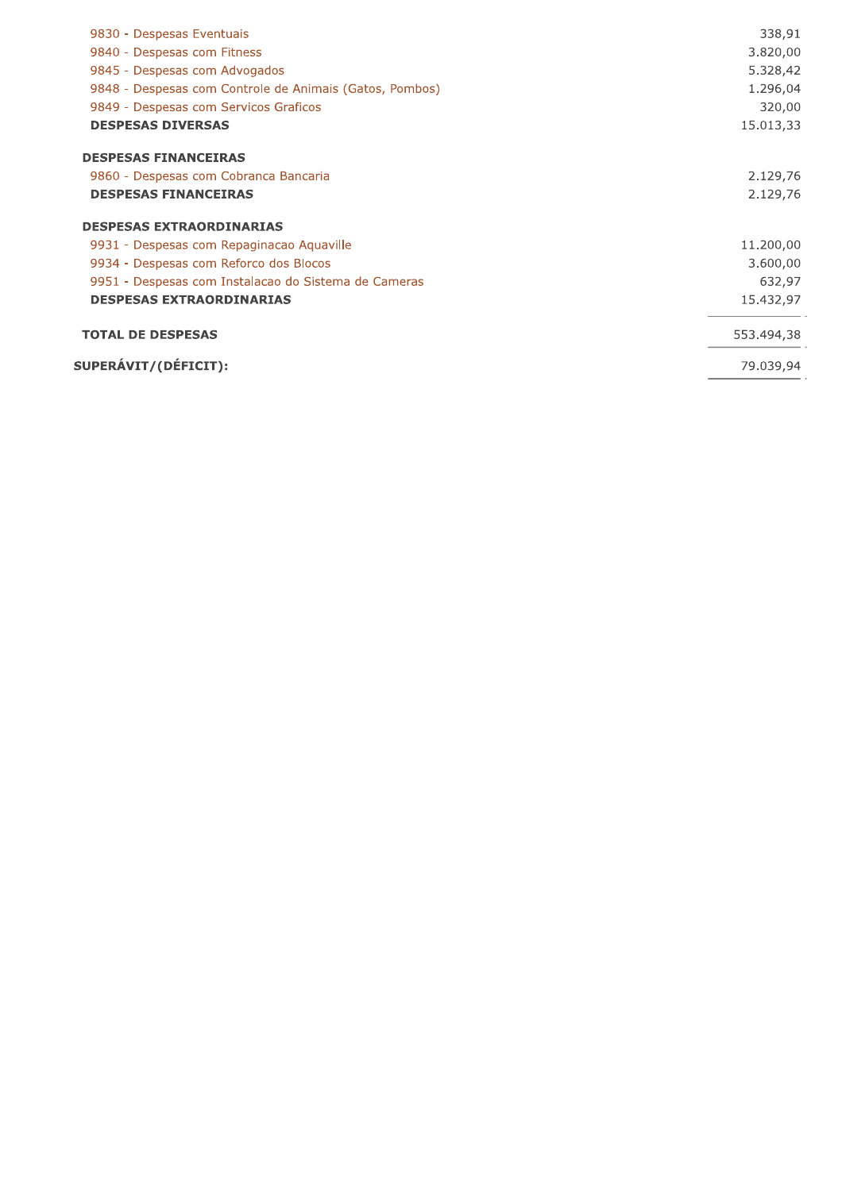| | |
|---|---:|
| 9830 - Despesas Eventuais | 338,91 |
| 9840 - Despesas com Fitness | 3.820,00 |
| 9845 - Despesas com Advogados | 5.328,42 |
| 9848 - Despesas com Controle de Animais (Gatos, Pombos) | 1.296,04 |
| 9849 - Despesas com Servicos Graficos | 320,00 |
| **DESPESAS DIVERSAS** | 15.013,33 |
| **DESPESAS FINANCEIRAS** | |
| 9860 - Despesas com Cobranca Bancaria | 2.129,76 |
| **DESPESAS FINANCEIRAS** | 2.129,76 |
| **DESPESAS EXTRAORDINARIAS** | |
| 9931 - Despesas com Repaginacao Aquaville | 11.200,00 |
| 9934 - Despesas com Reforco dos Blocos | 3.600,00 |
| 9951 - Despesas com Instalacao do Sistema de Cameras | 632,97 |
| **DESPESAS EXTRAORDINARIAS** | 15.432,97 |
| **TOTAL DE DESPESAS** | 553.494,38 |
| **SUPERÁVIT/(DÉFICIT):** | 79.039,94 |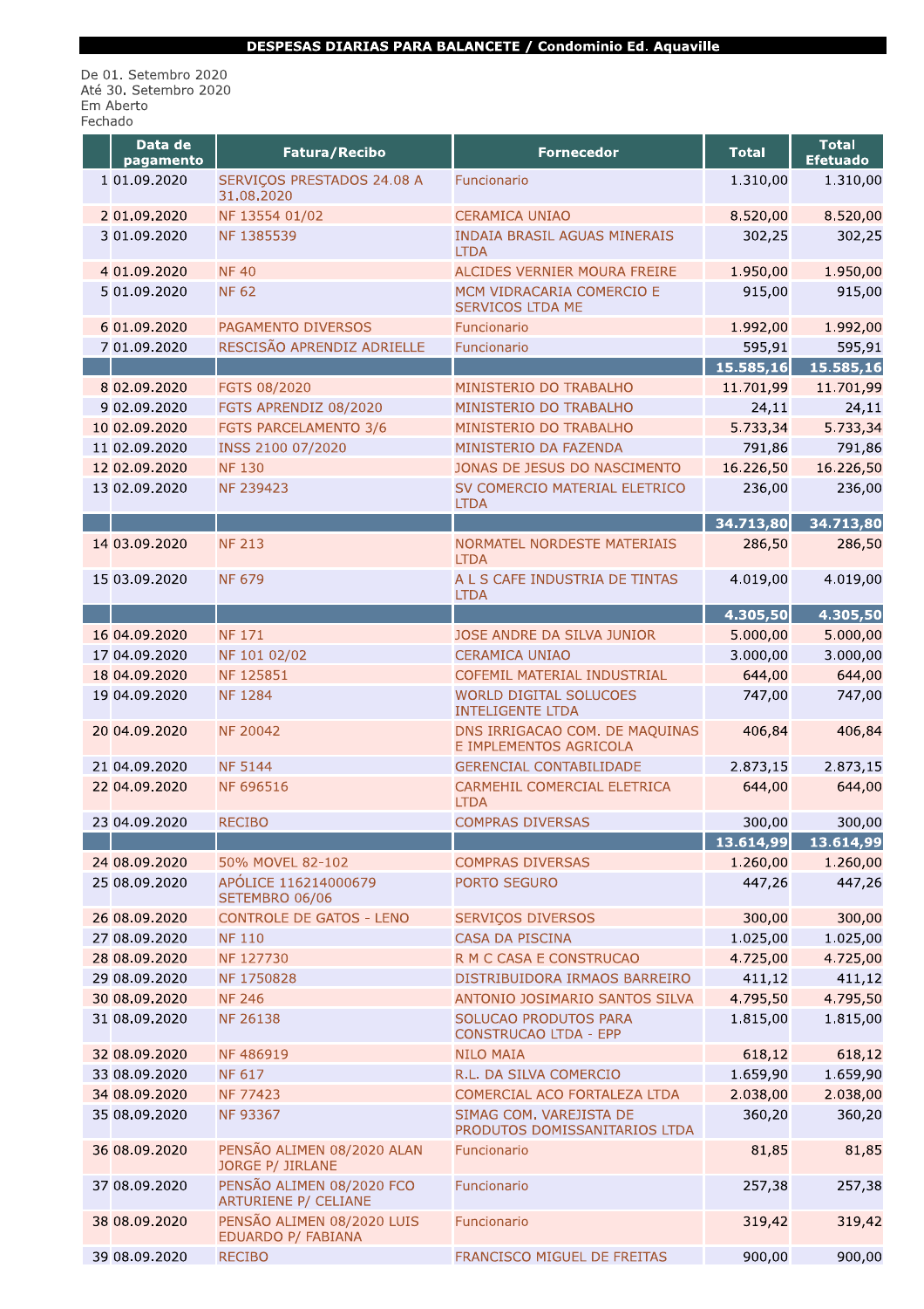**DESPESAS DIARIAS PARA BALANCETE / Condominio Ed. Aquaville**

De 01. Setembro 2020
Até 30. Setembro 2020
Em Aberto
Fechado

| | Data de pagamento | Fatura/Recibo | Fornecedor | Total | Total Efetuado |
|---|---|---|---|---|---|
| 1 | 01.09.2020 | SERVIÇOS PRESTADOS 24.08 A 31.08.2020 | Funcionario | 1.310,00 | 1.310,00 |
| 2 | 01.09.2020 | NF 13554 01/02 | CERAMICA UNIAO | 8.520,00 | 8.520,00 |
| 3 | 01.09.2020 | NF 1385539 | INDAIA BRASIL AGUAS MINERAIS LTDA | 302,25 | 302,25 |
| 4 | 01.09.2020 | NF 40 | ALCIDES VERNIER MOURA FREIRE | 1.950,00 | 1.950,00 |
| 5 | 01.09.2020 | NF 62 | MCM VIDRACARIA COMERCIO E SERVICOS LTDA ME | 915,00 | 915,00 |
| 6 | 01.09.2020 | PAGAMENTO DIVERSOS | Funcionario | 1.992,00 | 1.992,00 |
| 7 | 01.09.2020 | RESCISÃO APRENDIZ ADRIELLE | Funcionario | 595,91 | 595,91 |
| | | | | **15.585,16** | **15.585,16** |
| 8 | 02.09.2020 | FGTS 08/2020 | MINISTERIO DO TRABALHO | 11.701,99 | 11.701,99 |
| 9 | 02.09.2020 | FGTS APRENDIZ 08/2020 | MINISTERIO DO TRABALHO | 24,11 | 24,11 |
| 10 | 02.09.2020 | FGTS PARCELAMENTO 3/6 | MINISTERIO DO TRABALHO | 5.733,34 | 5.733,34 |
| 11 | 02.09.2020 | INSS 2100 07/2020 | MINISTERIO DA FAZENDA | 791,86 | 791,86 |
| 12 | 02.09.2020 | NF 130 | JONAS DE JESUS DO NASCIMENTO | 16.226,50 | 16.226,50 |
| 13 | 02.09.2020 | NF 239423 | SV COMERCIO MATERIAL ELETRICO LTDA | 236,00 | 236,00 |
| | | | | **34.713,80** | **34.713,80** |
| 14 | 03.09.2020 | NF 213 | NORMATEL NORDESTE MATERIAIS LTDA | 286,50 | 286,50 |
| 15 | 03.09.2020 | NF 679 | A L S CAFE INDUSTRIA DE TINTAS LTDA | 4.019,00 | 4.019,00 |
| | | | | **4.305,50** | **4.305,50** |
| 16 | 04.09.2020 | NF 171 | JOSE ANDRE DA SILVA JUNIOR | 5.000,00 | 5.000,00 |
| 17 | 04.09.2020 | NF 101 02/02 | CERAMICA UNIAO | 3.000,00 | 3.000,00 |
| 18 | 04.09.2020 | NF 125851 | COFEMIL MATERIAL INDUSTRIAL | 644,00 | 644,00 |
| 19 | 04.09.2020 | NF 1284 | WORLD DIGITAL SOLUCOES INTELIGENTE LTDA | 747,00 | 747,00 |
| 20 | 04.09.2020 | NF 20042 | DNS IRRIGACAO COM. DE MAQUINAS E IMPLEMENTOS AGRICOLA | 406,84 | 406,84 |
| 21 | 04.09.2020 | NF 5144 | GERENCIAL CONTABILIDADE | 2.873,15 | 2.873,15 |
| 22 | 04.09.2020 | NF 696516 | CARMEHIL COMERCIAL ELETRICA LTDA | 644,00 | 644,00 |
| 23 | 04.09.2020 | RECIBO | COMPRAS DIVERSAS | 300,00 | 300,00 |
| | | | | **13.614,99** | **13.614,99** |
| 24 | 08.09.2020 | 50% MOVEL 82-102 | COMPRAS DIVERSAS | 1.260,00 | 1.260,00 |
| 25 | 08.09.2020 | APÓLICE 116214000679 SETEMBRO 06/06 | PORTO SEGURO | 447,26 | 447,26 |
| 26 | 08.09.2020 | CONTROLE DE GATOS - LENO | SERVIÇOS DIVERSOS | 300,00 | 300,00 |
| 27 | 08.09.2020 | NF 110 | CASA DA PISCINA | 1.025,00 | 1.025,00 |
| 28 | 08.09.2020 | NF 127730 | R M C CASA E CONSTRUCAO | 4.725,00 | 4.725,00 |
| 29 | 08.09.2020 | NF 1750828 | DISTRIBUIDORA IRMAOS BARREIRO | 411,12 | 411,12 |
| 30 | 08.09.2020 | NF 246 | ANTONIO JOSIMARIO SANTOS SILVA | 4.795,50 | 4.795,50 |
| 31 | 08.09.2020 | NF 26138 | SOLUCAO PRODUTOS PARA CONSTRUCAO LTDA - EPP | 1.815,00 | 1.815,00 |
| 32 | 08.09.2020 | NF 486919 | NILO MAIA | 618,12 | 618,12 |
| 33 | 08.09.2020 | NF 617 | R.L. DA SILVA COMERCIO | 1.659,90 | 1.659,90 |
| 34 | 08.09.2020 | NF 77423 | COMERCIAL ACO FORTALEZA LTDA | 2.038,00 | 2.038,00 |
| 35 | 08.09.2020 | NF 93367 | SIMAG COM. VAREJISTA DE PRODUTOS DOMISSANITARIOS LTDA | 360,20 | 360,20 |
| 36 | 08.09.2020 | PENSÃO ALIMEN 08/2020 ALAN JORGE P/ JIRLANE | Funcionario | 81,85 | 81,85 |
| 37 | 08.09.2020 | PENSÃO ALIMEN 08/2020 FCO ARTURIENE P/ CELIANE | Funcionario | 257,38 | 257,38 |
| 38 | 08.09.2020 | PENSÃO ALIMEN 08/2020 LUIS EDUARDO P/ FABIANA | Funcionario | 319,42 | 319,42 |
| 39 | 08.09.2020 | RECIBO | FRANCISCO MIGUEL DE FREITAS | 900,00 | 900,00 |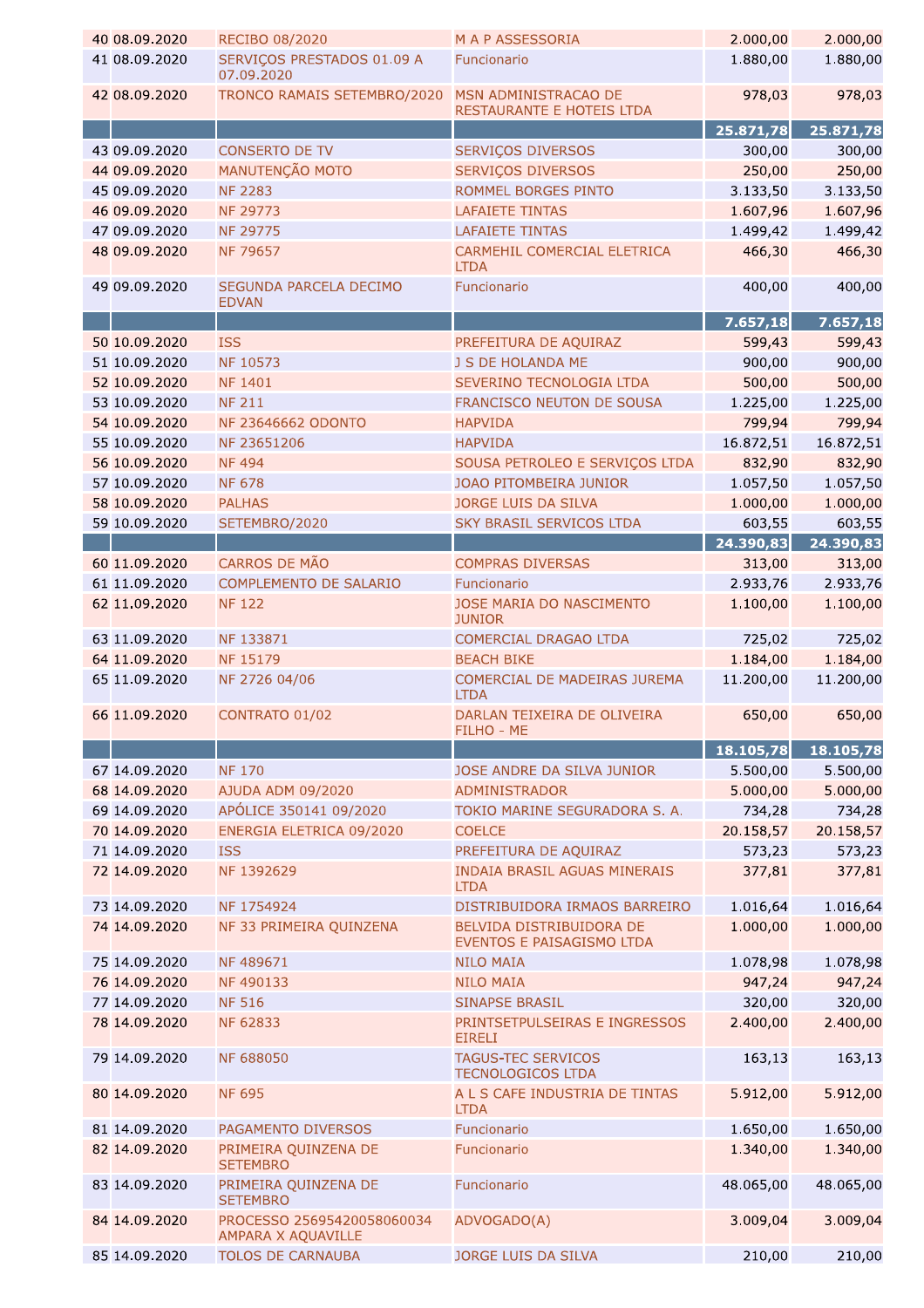| | | | | | |
|---|---|---|---|---|---|
| 40 | 08.09.2020 | RECIBO 08/2020 | M A P ASSESSORIA | 2.000,00 | 2.000,00 |
| 41 | 08.09.2020 | SERVIÇOS PRESTADOS 01.09 A 07.09.2020 | Funcionario | 1.880,00 | 1.880,00 |
| 42 | 08.09.2020 | TRONCO RAMAIS SETEMBRO/2020 | MSN ADMINISTRACAO DE RESTAURANTE E HOTEIS LTDA | 978,03 | 978,03 |
| | | | | **25.871,78** | **25.871,78** |
| 43 | 09.09.2020 | CONSERTO DE TV | SERVIÇOS DIVERSOS | 300,00 | 300,00 |
| 44 | 09.09.2020 | MANUTENÇÃO MOTO | SERVIÇOS DIVERSOS | 250,00 | 250,00 |
| 45 | 09.09.2020 | NF 2283 | ROMMEL BORGES PINTO | 3.133,50 | 3.133,50 |
| 46 | 09.09.2020 | NF 29773 | LAFAIETE TINTAS | 1.607,96 | 1.607,96 |
| 47 | 09.09.2020 | NF 29775 | LAFAIETE TINTAS | 1.499,42 | 1.499,42 |
| 48 | 09.09.2020 | NF 79657 | CARMEHIL COMERCIAL ELETRICA LTDA | 466,30 | 466,30 |
| 49 | 09.09.2020 | SEGUNDA PARCELA DECIMO EDVAN | Funcionario | 400,00 | 400,00 |
| | | | | **7.657,18** | **7.657,18** |
| 50 | 10.09.2020 | ISS | PREFEITURA DE AQUIRAZ | 599,43 | 599,43 |
| 51 | 10.09.2020 | NF 10573 | J S DE HOLANDA ME | 900,00 | 900,00 |
| 52 | 10.09.2020 | NF 1401 | SEVERINO TECNOLOGIA LTDA | 500,00 | 500,00 |
| 53 | 10.09.2020 | NF 211 | FRANCISCO NEUTON DE SOUSA | 1.225,00 | 1.225,00 |
| 54 | 10.09.2020 | NF 23646662 ODONTO | HAPVIDA | 799,94 | 799,94 |
| 55 | 10.09.2020 | NF 23651206 | HAPVIDA | 16.872,51 | 16.872,51 |
| 56 | 10.09.2020 | NF 494 | SOUSA PETROLEO E SERVIÇOS LTDA | 832,90 | 832,90 |
| 57 | 10.09.2020 | NF 678 | JOAO PITOMBEIRA JUNIOR | 1.057,50 | 1.057,50 |
| 58 | 10.09.2020 | PALHAS | JORGE LUIS DA SILVA | 1.000,00 | 1.000,00 |
| 59 | 10.09.2020 | SETEMBRO/2020 | SKY BRASIL SERVICOS LTDA | 603,55 | 603,55 |
| | | | | **24.390,83** | **24.390,83** |
| 60 | 11.09.2020 | CARROS DE MÃO | COMPRAS DIVERSAS | 313,00 | 313,00 |
| 61 | 11.09.2020 | COMPLEMENTO DE SALARIO | Funcionario | 2.933,76 | 2.933,76 |
| 62 | 11.09.2020 | NF 122 | JOSE MARIA DO NASCIMENTO JUNIOR | 1.100,00 | 1.100,00 |
| 63 | 11.09.2020 | NF 133871 | COMERCIAL DRAGAO LTDA | 725,02 | 725,02 |
| 64 | 11.09.2020 | NF 15179 | BEACH BIKE | 1.184,00 | 1.184,00 |
| 65 | 11.09.2020 | NF 2726 04/06 | COMERCIAL DE MADEIRAS JUREMA LTDA | 11.200,00 | 11.200,00 |
| 66 | 11.09.2020 | CONTRATO 01/02 | DARLAN TEIXEIRA DE OLIVEIRA FILHO - ME | 650,00 | 650,00 |
| | | | | **18.105,78** | **18.105,78** |
| 67 | 14.09.2020 | NF 170 | JOSE ANDRE DA SILVA JUNIOR | 5.500,00 | 5.500,00 |
| 68 | 14.09.2020 | AJUDA ADM 09/2020 | ADMINISTRADOR | 5.000,00 | 5.000,00 |
| 69 | 14.09.2020 | APÓLICE 350141 09/2020 | TOKIO MARINE SEGURADORA S. A. | 734,28 | 734,28 |
| 70 | 14.09.2020 | ENERGIA ELETRICA 09/2020 | COELCE | 20.158,57 | 20.158,57 |
| 71 | 14.09.2020 | ISS | PREFEITURA DE AQUIRAZ | 573,23 | 573,23 |
| 72 | 14.09.2020 | NF 1392629 | INDAIA BRASIL AGUAS MINERAIS LTDA | 377,81 | 377,81 |
| 73 | 14.09.2020 | NF 1754924 | DISTRIBUIDORA IRMAOS BARREIRO | 1.016,64 | 1.016,64 |
| 74 | 14.09.2020 | NF 33 PRIMEIRA QUINZENA | BELVIDA DISTRIBUIDORA DE EVENTOS E PAISAGISMO LTDA | 1.000,00 | 1.000,00 |
| 75 | 14.09.2020 | NF 489671 | NILO MAIA | 1.078,98 | 1.078,98 |
| 76 | 14.09.2020 | NF 490133 | NILO MAIA | 947,24 | 947,24 |
| 77 | 14.09.2020 | NF 516 | SINAPSE BRASIL | 320,00 | 320,00 |
| 78 | 14.09.2020 | NF 62833 | PRINTSETPULSEIRAS E INGRESSOS EIRELI | 2.400,00 | 2.400,00 |
| 79 | 14.09.2020 | NF 688050 | TAGUS-TEC SERVICOS TECNOLOGICOS LTDA | 163,13 | 163,13 |
| 80 | 14.09.2020 | NF 695 | A L S CAFE INDUSTRIA DE TINTAS LTDA | 5.912,00 | 5.912,00 |
| 81 | 14.09.2020 | PAGAMENTO DIVERSOS | Funcionario | 1.650,00 | 1.650,00 |
| 82 | 14.09.2020 | PRIMEIRA QUINZENA DE SETEMBRO | Funcionario | 1.340,00 | 1.340,00 |
| 83 | 14.09.2020 | PRIMEIRA QUINZENA DE SETEMBRO | Funcionario | 48.065,00 | 48.065,00 |
| 84 | 14.09.2020 | PROCESSO 25695420058060034 AMPARA X AQUAVILLE | ADVOGADO(A) | 3.009,04 | 3.009,04 |
| 85 | 14.09.2020 | TOLOS DE CARNAUBA | JORGE LUIS DA SILVA | 210,00 | 210,00 |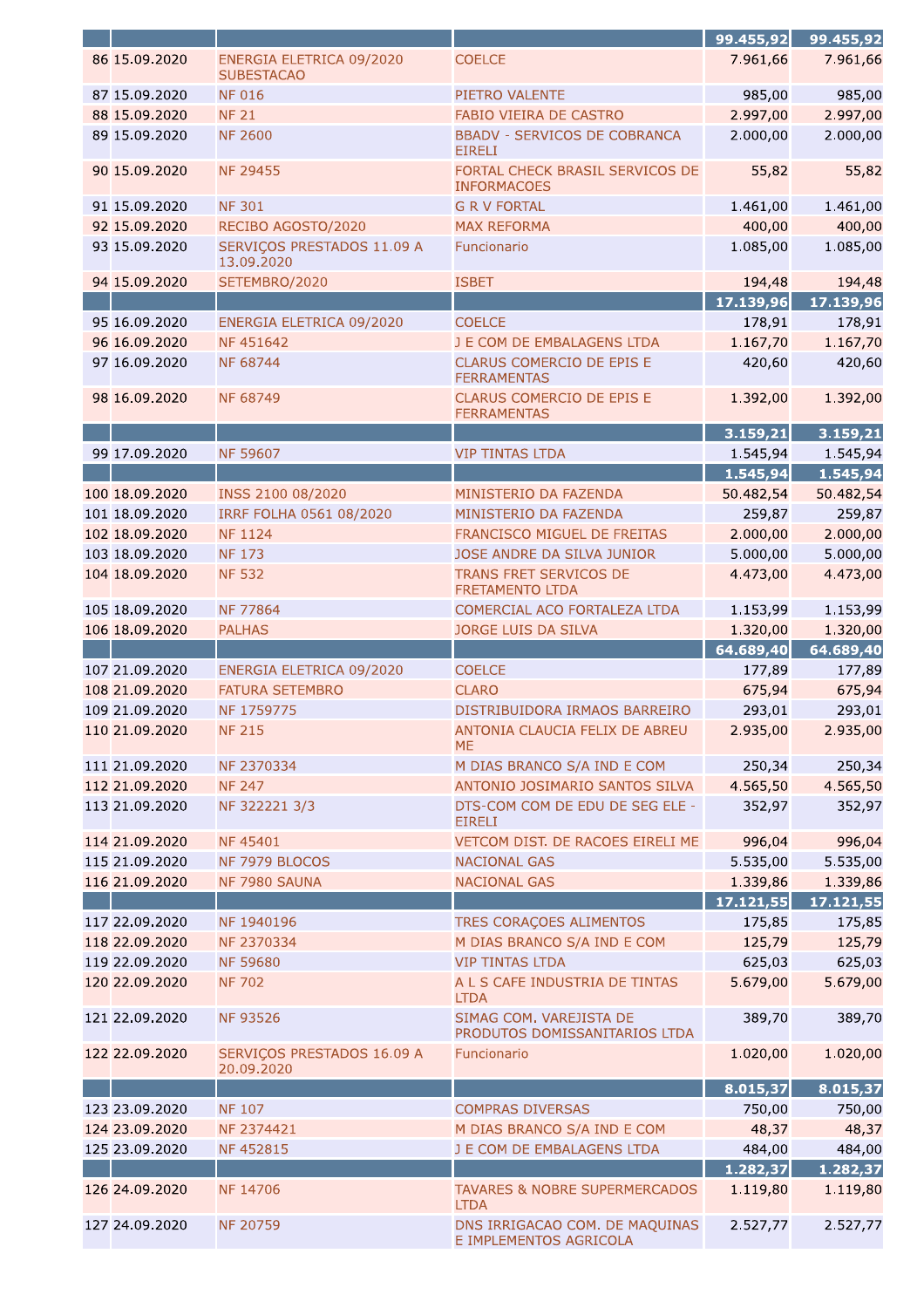| | | | | | |
|---|---|---|---|---|---|
| | | | | **99.455,92** | **99.455,92** |
| 86 | 15.09.2020 | ENERGIA ELETRICA 09/2020 SUBESTACAO | COELCE | 7.961,66 | 7.961,66 |
| 87 | 15.09.2020 | NF 016 | PIETRO VALENTE | 985,00 | 985,00 |
| 88 | 15.09.2020 | NF 21 | FABIO VIEIRA DE CASTRO | 2.997,00 | 2.997,00 |
| 89 | 15.09.2020 | NF 2600 | BBADV - SERVICOS DE COBRANCA EIRELI | 2.000,00 | 2.000,00 |
| 90 | 15.09.2020 | NF 29455 | FORTAL CHECK BRASIL SERVICOS DE INFORMACOES | 55,82 | 55,82 |
| 91 | 15.09.2020 | NF 301 | G R V FORTAL | 1.461,00 | 1.461,00 |
| 92 | 15.09.2020 | RECIBO AGOSTO/2020 | MAX REFORMA | 400,00 | 400,00 |
| 93 | 15.09.2020 | SERVIÇOS PRESTADOS 11.09 A 13.09.2020 | Funcionario | 1.085,00 | 1.085,00 |
| 94 | 15.09.2020 | SETEMBRO/2020 | ISBET | 194,48 | 194,48 |
| | | | | **17.139,96** | **17.139,96** |
| 95 | 16.09.2020 | ENERGIA ELETRICA 09/2020 | COELCE | 178,91 | 178,91 |
| 96 | 16.09.2020 | NF 451642 | J E COM DE EMBALAGENS LTDA | 1.167,70 | 1.167,70 |
| 97 | 16.09.2020 | NF 68744 | CLARUS COMERCIO DE EPIS E FERRAMENTAS | 420,60 | 420,60 |
| 98 | 16.09.2020 | NF 68749 | CLARUS COMERCIO DE EPIS E FERRAMENTAS | 1.392,00 | 1.392,00 |
| | | | | **3.159,21** | **3.159,21** |
| 99 | 17.09.2020 | NF 59607 | VIP TINTAS LTDA | 1.545,94 | 1.545,94 |
| | | | | **1.545,94** | **1.545,94** |
| 100 | 18.09.2020 | INSS 2100 08/2020 | MINISTERIO DA FAZENDA | 50.482,54 | 50.482,54 |
| 101 | 18.09.2020 | IRRF FOLHA 0561 08/2020 | MINISTERIO DA FAZENDA | 259,87 | 259,87 |
| 102 | 18.09.2020 | NF 1124 | FRANCISCO MIGUEL DE FREITAS | 2.000,00 | 2.000,00 |
| 103 | 18.09.2020 | NF 173 | JOSE ANDRE DA SILVA JUNIOR | 5.000,00 | 5.000,00 |
| 104 | 18.09.2020 | NF 532 | TRANS FRET SERVICOS DE FRETAMENTO LTDA | 4.473,00 | 4.473,00 |
| 105 | 18.09.2020 | NF 77864 | COMERCIAL ACO FORTALEZA LTDA | 1.153,99 | 1.153,99 |
| 106 | 18.09.2020 | PALHAS | JORGE LUIS DA SILVA | 1.320,00 | 1.320,00 |
| | | | | **64.689,40** | **64.689,40** |
| 107 | 21.09.2020 | ENERGIA ELETRICA 09/2020 | COELCE | 177,89 | 177,89 |
| 108 | 21.09.2020 | FATURA SETEMBRO | CLARO | 675,94 | 675,94 |
| 109 | 21.09.2020 | NF 1759775 | DISTRIBUIDORA IRMAOS BARREIRO | 293,01 | 293,01 |
| 110 | 21.09.2020 | NF 215 | ANTONIA CLAUCIA FELIX DE ABREU ME | 2.935,00 | 2.935,00 |
| 111 | 21.09.2020 | NF 2370334 | M DIAS BRANCO S/A IND E COM | 250,34 | 250,34 |
| 112 | 21.09.2020 | NF 247 | ANTONIO JOSIMARIO SANTOS SILVA | 4.565,50 | 4.565,50 |
| 113 | 21.09.2020 | NF 322221 3/3 | DTS-COM COM DE EDU DE SEG ELE - EIRELI | 352,97 | 352,97 |
| 114 | 21.09.2020 | NF 45401 | VETCOM DIST. DE RACOES EIRELI ME | 996,04 | 996,04 |
| 115 | 21.09.2020 | NF 7979 BLOCOS | NACIONAL GAS | 5.535,00 | 5.535,00 |
| 116 | 21.09.2020 | NF 7980 SAUNA | NACIONAL GAS | 1.339,86 | 1.339,86 |
| | | | | **17.121,55** | **17.121,55** |
| 117 | 22.09.2020 | NF 1940196 | TRES CORAÇOES ALIMENTOS | 175,85 | 175,85 |
| 118 | 22.09.2020 | NF 2370334 | M DIAS BRANCO S/A IND E COM | 125,79 | 125,79 |
| 119 | 22.09.2020 | NF 59680 | VIP TINTAS LTDA | 625,03 | 625,03 |
| 120 | 22.09.2020 | NF 702 | A L S CAFE INDUSTRIA DE TINTAS LTDA | 5.679,00 | 5.679,00 |
| 121 | 22.09.2020 | NF 93526 | SIMAG COM. VAREJISTA DE PRODUTOS DOMISSANITARIOS LTDA | 389,70 | 389,70 |
| 122 | 22.09.2020 | SERVIÇOS PRESTADOS 16.09 A 20.09.2020 | Funcionario | 1.020,00 | 1.020,00 |
| | | | | **8.015,37** | **8.015,37** |
| 123 | 23.09.2020 | NF 107 | COMPRAS DIVERSAS | 750,00 | 750,00 |
| 124 | 23.09.2020 | NF 2374421 | M DIAS BRANCO S/A IND E COM | 48,37 | 48,37 |
| 125 | 23.09.2020 | NF 452815 | J E COM DE EMBALAGENS LTDA | 484,00 | 484,00 |
| | | | | **1.282,37** | **1.282,37** |
| 126 | 24.09.2020 | NF 14706 | TAVARES & NOBRE SUPERMERCADOS LTDA | 1.119,80 | 1.119,80 |
| 127 | 24.09.2020 | NF 20759 | DNS IRRIGACAO COM. DE MAQUINAS E IMPLEMENTOS AGRICOLA | 2.527,77 | 2.527,77 |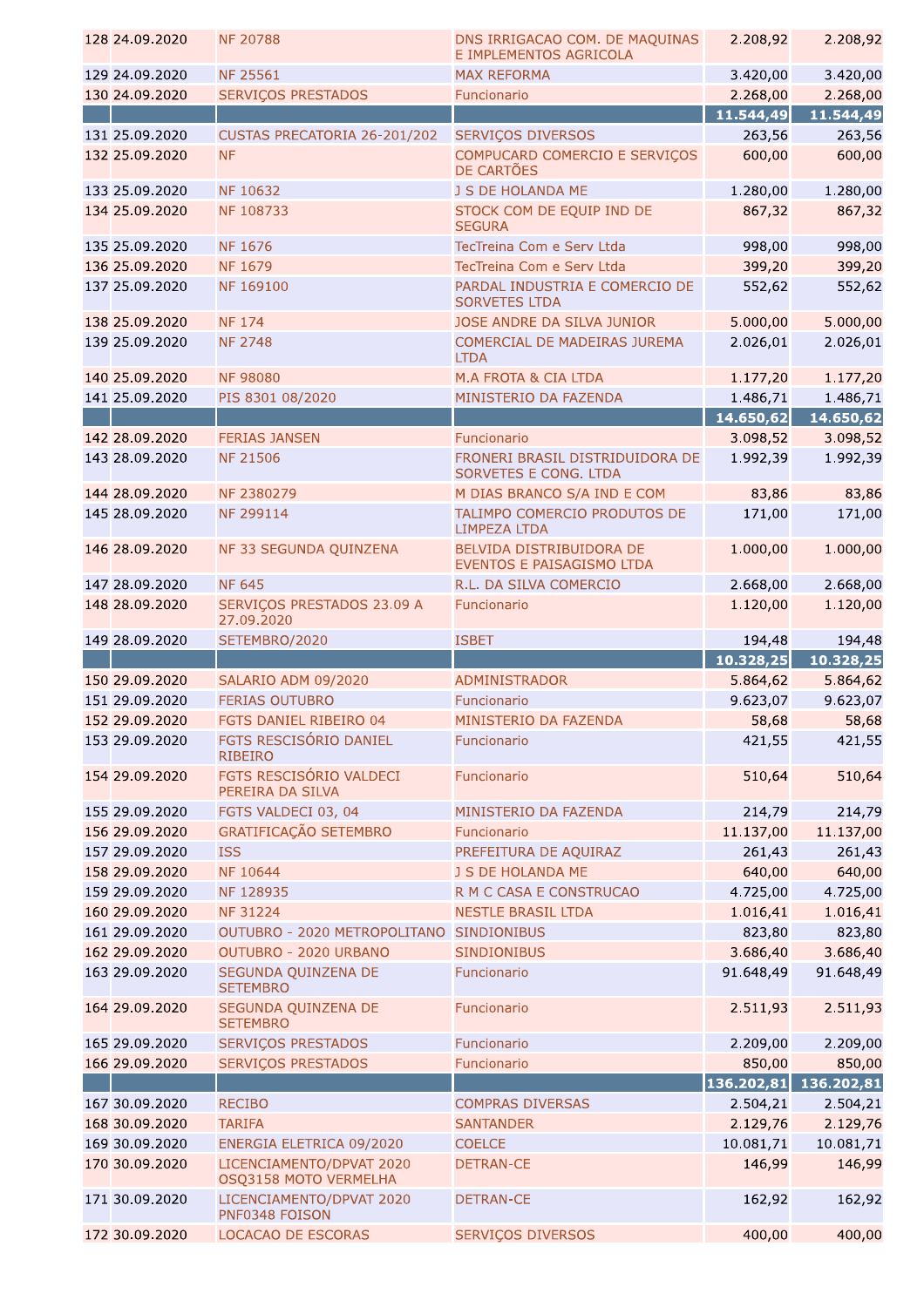| | | | | | |
|---|---|---|---|---|---|
| 128 | 24.09.2020 | NF 20788 | DNS IRRIGACAO COM. DE MAQUINAS E IMPLEMENTOS AGRICOLA | 2.208,92 | 2.208,92 |
| 129 | 24.09.2020 | NF 25561 | MAX REFORMA | 3.420,00 | 3.420,00 |
| 130 | 24.09.2020 | SERVIÇOS PRESTADOS | Funcionario | 2.268,00 | 2.268,00 |
| | | | | **11.544,49** | **11.544,49** |
| 131 | 25.09.2020 | CUSTAS PRECATORIA 26-201/202 | SERVIÇOS DIVERSOS | 263,56 | 263,56 |
| 132 | 25.09.2020 | NF | COMPUCARD COMERCIO E SERVIÇOS DE CARTÕES | 600,00 | 600,00 |
| 133 | 25.09.2020 | NF 10632 | J S DE HOLANDA ME | 1.280,00 | 1.280,00 |
| 134 | 25.09.2020 | NF 108733 | STOCK COM DE EQUIP IND DE SEGURA | 867,32 | 867,32 |
| 135 | 25.09.2020 | NF 1676 | TecTreina Com e Serv Ltda | 998,00 | 998,00 |
| 136 | 25.09.2020 | NF 1679 | TecTreina Com e Serv Ltda | 399,20 | 399,20 |
| 137 | 25.09.2020 | NF 169100 | PARDAL INDUSTRIA E COMERCIO DE SORVETES LTDA | 552,62 | 552,62 |
| 138 | 25.09.2020 | NF 174 | JOSE ANDRE DA SILVA JUNIOR | 5.000,00 | 5.000,00 |
| 139 | 25.09.2020 | NF 2748 | COMERCIAL DE MADEIRAS JUREMA LTDA | 2.026,01 | 2.026,01 |
| 140 | 25.09.2020 | NF 98080 | M.A FROTA & CIA LTDA | 1.177,20 | 1.177,20 |
| 141 | 25.09.2020 | PIS 8301 08/2020 | MINISTERIO DA FAZENDA | 1.486,71 | 1.486,71 |
| | | | | **14.650,62** | **14.650,62** |
| 142 | 28.09.2020 | FERIAS JANSEN | Funcionario | 3.098,52 | 3.098,52 |
| 143 | 28.09.2020 | NF 21506 | FRONERI BRASIL DISTRIDUIDORA DE SORVETES E CONG. LTDA | 1.992,39 | 1.992,39 |
| 144 | 28.09.2020 | NF 2380279 | M DIAS BRANCO S/A IND E COM | 83,86 | 83,86 |
| 145 | 28.09.2020 | NF 299114 | TALIMPO COMERCIO PRODUTOS DE LIMPEZA LTDA | 171,00 | 171,00 |
| 146 | 28.09.2020 | NF 33 SEGUNDA QUINZENA | BELVIDA DISTRIBUIDORA DE EVENTOS E PAISAGISMO LTDA | 1.000,00 | 1.000,00 |
| 147 | 28.09.2020 | NF 645 | R.L. DA SILVA COMERCIO | 2.668,00 | 2.668,00 |
| 148 | 28.09.2020 | SERVIÇOS PRESTADOS 23.09 A 27.09.2020 | Funcionario | 1.120,00 | 1.120,00 |
| 149 | 28.09.2020 | SETEMBRO/2020 | ISBET | 194,48 | 194,48 |
| | | | | **10.328,25** | **10.328,25** |
| 150 | 29.09.2020 | SALARIO ADM 09/2020 | ADMINISTRADOR | 5.864,62 | 5.864,62 |
| 151 | 29.09.2020 | FERIAS OUTUBRO | Funcionario | 9.623,07 | 9.623,07 |
| 152 | 29.09.2020 | FGTS DANIEL RIBEIRO 04 | MINISTERIO DA FAZENDA | 58,68 | 58,68 |
| 153 | 29.09.2020 | FGTS RESCISÓRIO DANIEL RIBEIRO | Funcionario | 421,55 | 421,55 |
| 154 | 29.09.2020 | FGTS RESCISÓRIO VALDECI PEREIRA DA SILVA | Funcionario | 510,64 | 510,64 |
| 155 | 29.09.2020 | FGTS VALDECI 03, 04 | MINISTERIO DA FAZENDA | 214,79 | 214,79 |
| 156 | 29.09.2020 | GRATIFICAÇÃO SETEMBRO | Funcionario | 11.137,00 | 11.137,00 |
| 157 | 29.09.2020 | ISS | PREFEITURA DE AQUIRAZ | 261,43 | 261,43 |
| 158 | 29.09.2020 | NF 10644 | J S DE HOLANDA ME | 640,00 | 640,00 |
| 159 | 29.09.2020 | NF 128935 | R M C CASA E CONSTRUCAO | 4.725,00 | 4.725,00 |
| 160 | 29.09.2020 | NF 31224 | NESTLE BRASIL LTDA | 1.016,41 | 1.016,41 |
| 161 | 29.09.2020 | OUTUBRO - 2020 METROPOLITANO | SINDIONIBUS | 823,80 | 823,80 |
| 162 | 29.09.2020 | OUTUBRO - 2020 URBANO | SINDIONIBUS | 3.686,40 | 3.686,40 |
| 163 | 29.09.2020 | SEGUNDA QUINZENA DE SETEMBRO | Funcionario | 91.648,49 | 91.648,49 |
| 164 | 29.09.2020 | SEGUNDA QUINZENA DE SETEMBRO | Funcionario | 2.511,93 | 2.511,93 |
| 165 | 29.09.2020 | SERVIÇOS PRESTADOS | Funcionario | 2.209,00 | 2.209,00 |
| 166 | 29.09.2020 | SERVIÇOS PRESTADOS | Funcionario | 850,00 | 850,00 |
| | | | | **136.202,81** | **136.202,81** |
| 167 | 30.09.2020 | RECIBO | COMPRAS DIVERSAS | 2.504,21 | 2.504,21 |
| 168 | 30.09.2020 | TARIFA | SANTANDER | 2.129,76 | 2.129,76 |
| 169 | 30.09.2020 | ENERGIA ELETRICA 09/2020 | COELCE | 10.081,71 | 10.081,71 |
| 170 | 30.09.2020 | LICENCIAMENTO/DPVAT 2020 OSQ3158 MOTO VERMELHA | DETRAN-CE | 146,99 | 146,99 |
| 171 | 30.09.2020 | LICENCIAMENTO/DPVAT 2020 PNF0348 FOISON | DETRAN-CE | 162,92 | 162,92 |
| 172 | 30.09.2020 | LOCACAO DE ESCORAS | SERVIÇOS DIVERSOS | 400,00 | 400,00 |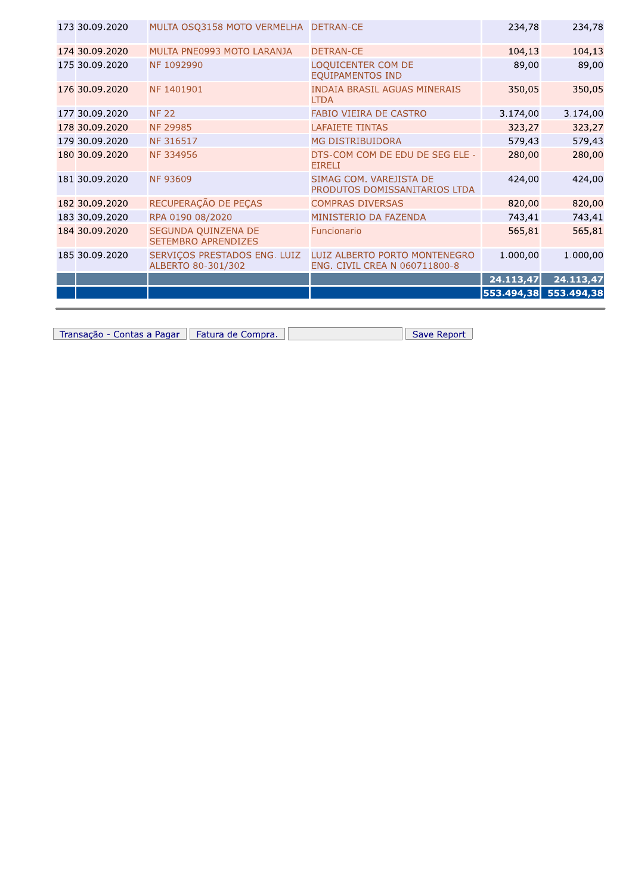| | | | | | |
|---|---|---|---|---|---|
| 173 | 30.09.2020 | MULTA OSQ3158 MOTO VERMELHA | DETRAN-CE | 234,78 | 234,78 |
| 174 | 30.09.2020 | MULTA PNE0993 MOTO LARANJA | DETRAN-CE | 104,13 | 104,13 |
| 175 | 30.09.2020 | NF 1092990 | LOQUICENTER COM DE EQUIPAMENTOS IND | 89,00 | 89,00 |
| 176 | 30.09.2020 | NF 1401901 | INDAIA BRASIL AGUAS MINERAIS LTDA | 350,05 | 350,05 |
| 177 | 30.09.2020 | NF 22 | FABIO VIEIRA DE CASTRO | 3.174,00 | 3.174,00 |
| 178 | 30.09.2020 | NF 29985 | LAFAIETE TINTAS | 323,27 | 323,27 |
| 179 | 30.09.2020 | NF 316517 | MG DISTRIBUIDORA | 579,43 | 579,43 |
| 180 | 30.09.2020 | NF 334956 | DTS-COM COM DE EDU DE SEG ELE - EIRELI | 280,00 | 280,00 |
| 181 | 30.09.2020 | NF 93609 | SIMAG COM. VAREJISTA DE PRODUTOS DOMISSANITARIOS LTDA | 424,00 | 424,00 |
| 182 | 30.09.2020 | RECUPERAÇÃO DE PEÇAS | COMPRAS DIVERSAS | 820,00 | 820,00 |
| 183 | 30.09.2020 | RPA 0190 08/2020 | MINISTERIO DA FAZENDA | 743,41 | 743,41 |
| 184 | 30.09.2020 | SEGUNDA QUINZENA DE SETEMBRO APRENDIZES | Funcionario | 565,81 | 565,81 |
| 185 | 30.09.2020 | SERVIÇOS PRESTADOS ENG. LUIZ ALBERTO 80-301/302 | LUIZ ALBERTO PORTO MONTENEGRO ENG. CIVIL CREA N 060711800-8 | 1.000,00 | 1.000,00 |
| | | | | **24.113,47** | **24.113,47** |
| | | | | **553.494,38** | **553.494,38** |

Transação - Contas a Pagar | Fatura de Compra. | Save Report